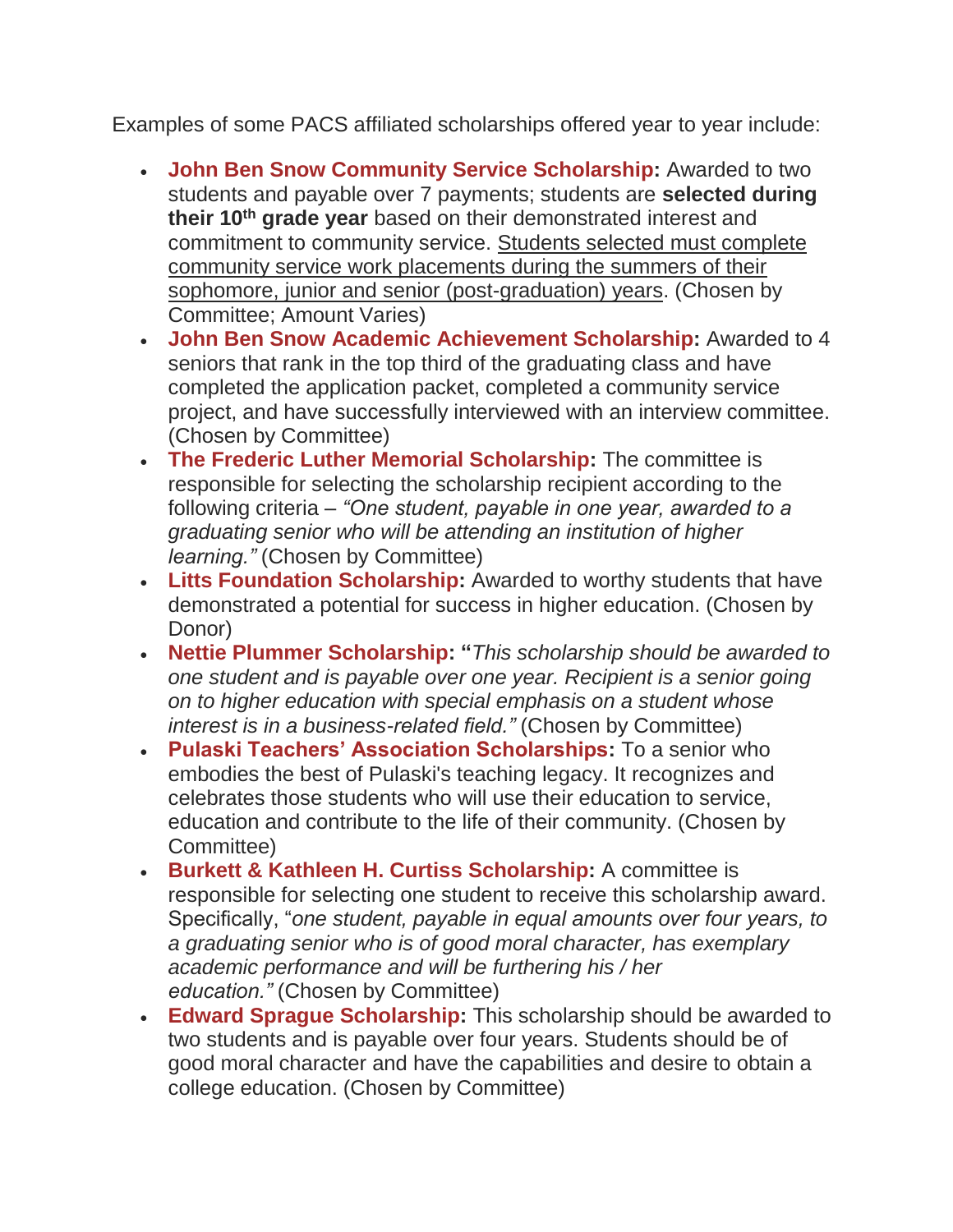Examples of some PACS affiliated scholarships offered year to year include:

- **John Ben Snow Community Service Scholarship:** Awarded to two students and payable over 7 payments; students are **selected during their 10th grade year** based on their demonstrated interest and commitment to community service. Students selected must complete community service work placements during the summers of their sophomore, junior and senior (post-graduation) years. (Chosen by Committee; Amount Varies)
- **John Ben Snow Academic Achievement Scholarship:** Awarded to 4 seniors that rank in the top third of the graduating class and have completed the application packet, completed a community service project, and have successfully interviewed with an interview committee. (Chosen by Committee)
- **The Frederic Luther Memorial Scholarship:** The committee is responsible for selecting the scholarship recipient according to the following criteria – *"One student, payable in one year, awarded to a graduating senior who will be attending an institution of higher learning."* (Chosen by Committee)
- **Litts Foundation Scholarship:** Awarded to worthy students that have demonstrated a potential for success in higher education. (Chosen by Donor)
- **Nettie Plummer Scholarship: "***This scholarship should be awarded to one student and is payable over one year. Recipient is a senior going on to higher education with special emphasis on a student whose interest is in a business-related field."* (Chosen by Committee)
- **Pulaski Teachers' Association Scholarships:** To a senior who embodies the best of Pulaski's teaching legacy. It recognizes and celebrates those students who will use their education to service, education and contribute to the life of their community. (Chosen by Committee)
- **Burkett & Kathleen H. Curtiss Scholarship:** A committee is responsible for selecting one student to receive this scholarship award. Specifically, "*one student, payable in equal amounts over four years, to a graduating senior who is of good moral character, has exemplary academic performance and will be furthering his / her education."* (Chosen by Committee)
- **Edward Sprague Scholarship:** This scholarship should be awarded to two students and is payable over four years. Students should be of good moral character and have the capabilities and desire to obtain a college education. (Chosen by Committee)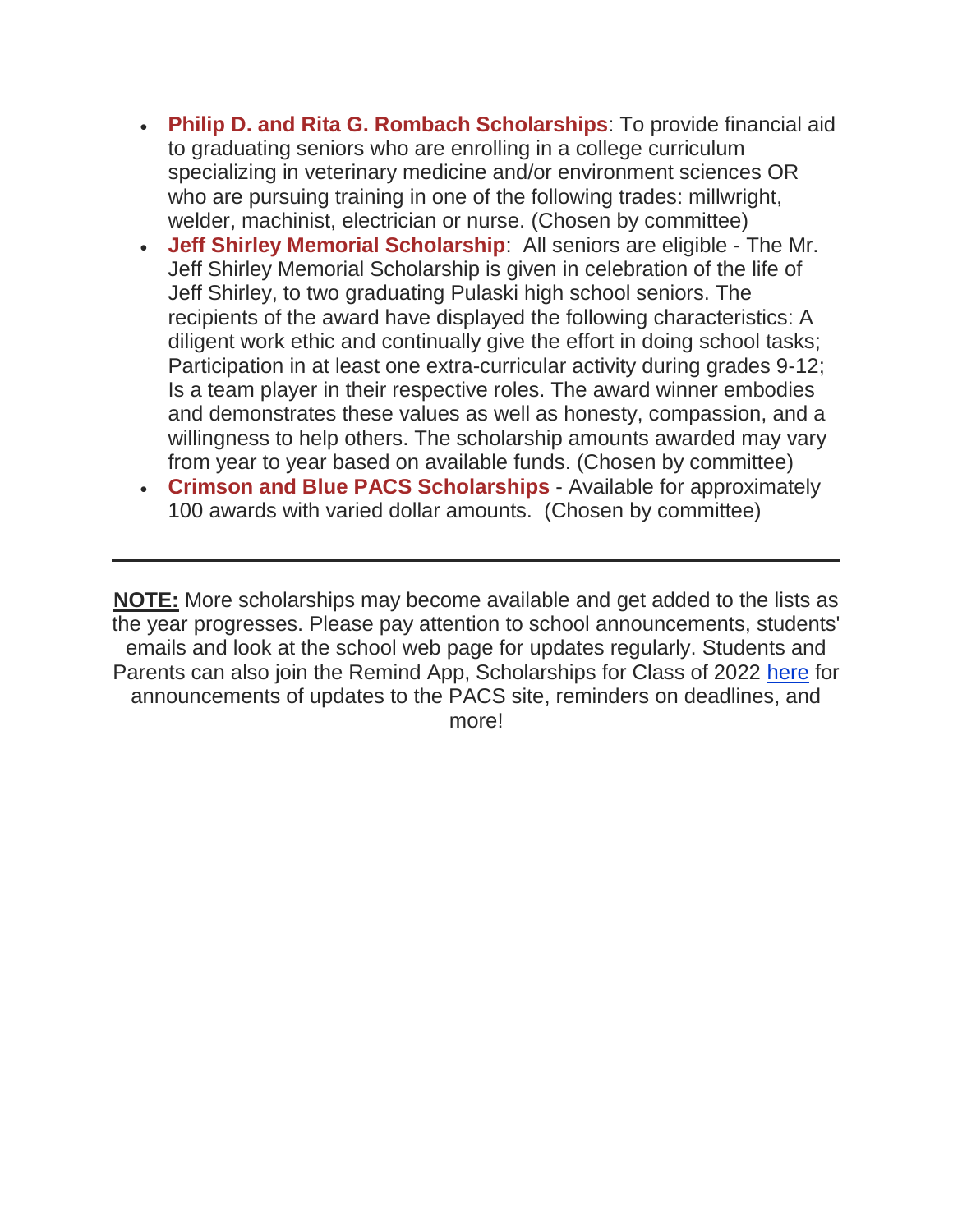- **Philip D. and Rita G. Rombach Scholarships**: To provide financial aid to graduating seniors who are enrolling in a college curriculum specializing in veterinary medicine and/or environment sciences OR who are pursuing training in one of the following trades: millwright, welder, machinist, electrician or nurse. (Chosen by committee)
- **Jeff Shirley Memorial Scholarship**: All seniors are eligible - The Mr. Jeff Shirley Memorial Scholarship is given in celebration of the life of Jeff Shirley, to two graduating Pulaski high school seniors. The recipients of the award have displayed the following characteristics: A diligent work ethic and continually give the effort in doing school tasks; Participation in at least one extra-curricular activity during grades 9-12; Is a team player in their respective roles. The award winner embodies and demonstrates these values as well as honesty, compassion, and a willingness to help others. The scholarship amounts awarded may vary from year to year based on available funds. (Chosen by committee)
- **Crimson and Blue PACS Scholarships** - Available for approximately 100 awards with varied dollar amounts. (Chosen by committee)

---

**NOTE:** More scholarships may become available and get added to the lists as the year progresses. Please pay attention to school announcements, students' emails and look at the school web page for updates regularly. Students and Parents can also join the Remind App, Scholarships for Class of 2022 here for announcements of updates to the PACS site, reminders on deadlines, and more!